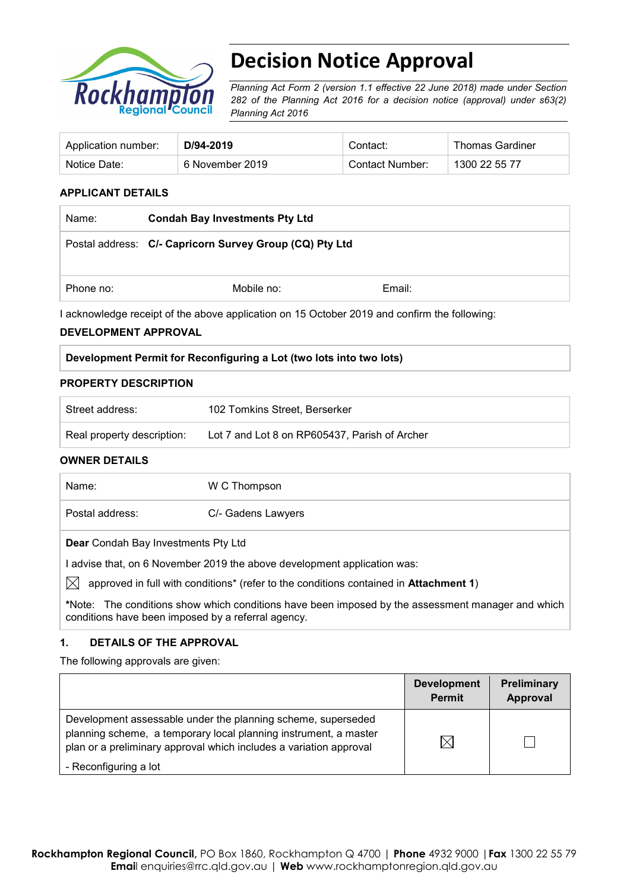# Decision Notice Approval

*Planning Act Form 2 (version 1.1 effective 22 June 2018) made under Section 282 of the Planning Act 2016 for a decision notice (approval) under s63(2) Planning Act 2016*

| Application number: | **D/94-2019** | Contact: | Thomas Gardiner |
|---|---|---|---|
| Notice Date: | 6 November 2019 | Contact Number: | 1300 22 55 77 |

## APPLICANT DETAILS

| Name: | **Condah Bay Investments Pty Ltd** | |
|---|---|---|
| Postal address: | **C/- Capricorn Survey Group (CQ) Pty Ltd** | |
| Phone no: | Mobile no: | Email: |

I acknowledge receipt of the above application on 15 October 2019 and confirm the following:

## DEVELOPMENT APPROVAL

| **Development Permit for Reconfiguring a Lot (two lots into two lots)** |
|---|

## PROPERTY DESCRIPTION

| Street address: | 102 Tomkins Street, Berserker |
|---|---|
| Real property description: | Lot 7 and Lot 8 on RP605437, Parish of Archer |

## OWNER DETAILS

| Name: | W C Thompson |
|---|---|
| Postal address: | C/- Gadens Lawyers |

**Dear** Condah Bay Investments Pty Ltd

I advise that, on 6 November 2019 the above development application was:

☒ approved in full with conditions* (refer to the conditions contained in **Attachment 1**)

*Note: The conditions show which conditions have been imposed by the assessment manager and which conditions have been imposed by a referral agency.

## 1. DETAILS OF THE APPROVAL

The following approvals are given:

| | **Development Permit** | **Preliminary Approval** |
|---|---|---|
| Development assessable under the planning scheme, superseded planning scheme, a temporary local planning instrument, a master plan or a preliminary approval which includes a variation approval<br>- Reconfiguring a lot | ☒ | ☐ |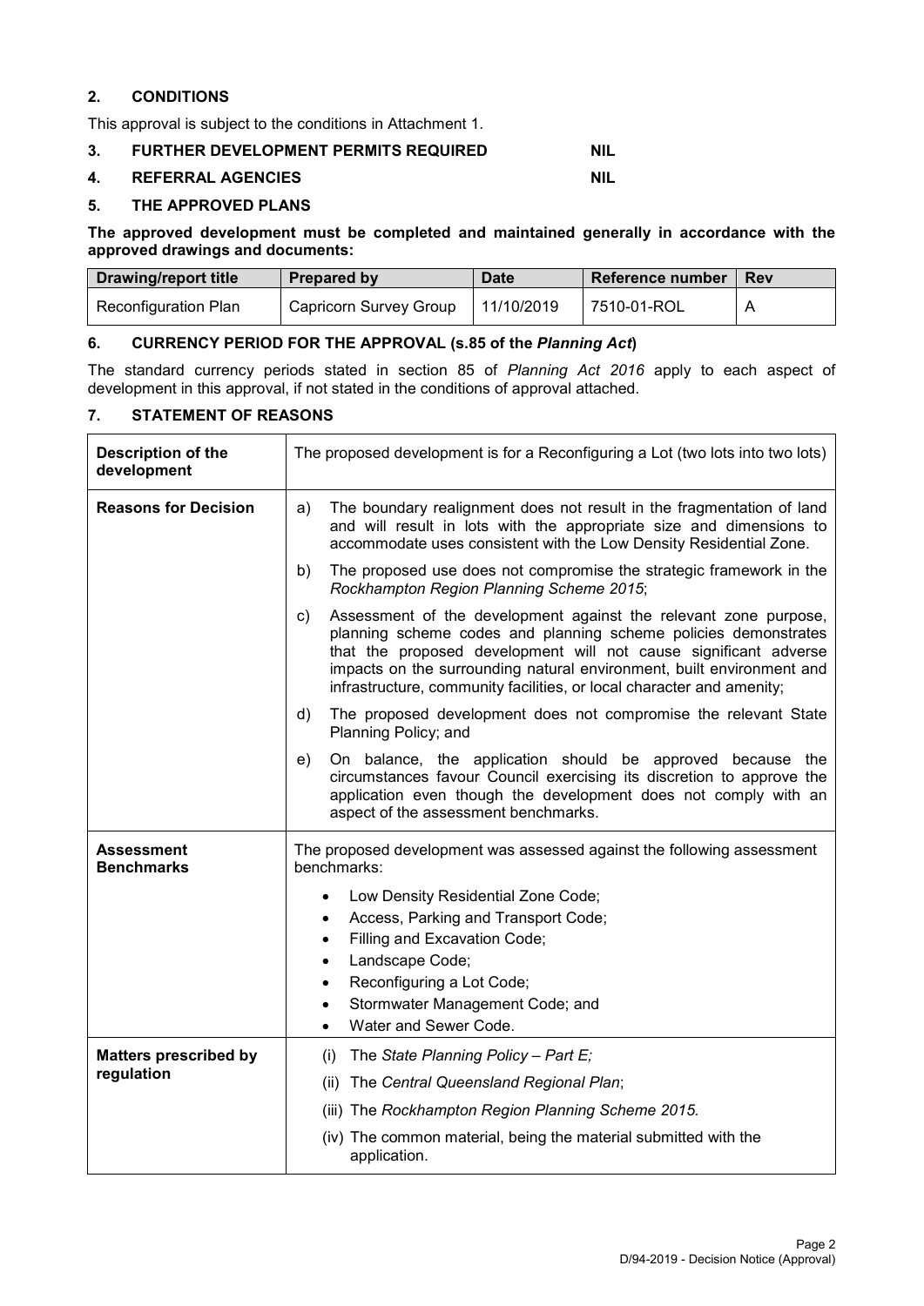## 2. CONDITIONS

This approval is subject to the conditions in Attachment 1.

## 3. FURTHER DEVELOPMENT PERMITS REQUIRED NIL

## 4. REFERRAL AGENCIES NIL

## 5. THE APPROVED PLANS

**The approved development must be completed and maintained generally in accordance with the approved drawings and documents:**

| Drawing/report title | Prepared by | Date | Reference number | Rev |
|---|---|---|---|---|
| Reconfiguration Plan | Capricorn Survey Group | 11/10/2019 | 7510-01-ROL | A |

## 6. CURRENCY PERIOD FOR THE APPROVAL (s.85 of the *Planning Act*)

The standard currency periods stated in section 85 of *Planning Act 2016* apply to each aspect of development in this approval, if not stated in the conditions of approval attached.

## 7. STATEMENT OF REASONS

| | |
|---|---|
| **Description of the development** | The proposed development is for a Reconfiguring a Lot (two lots into two lots) |
| **Reasons for Decision** | a) The boundary realignment does not result in the fragmentation of land and will result in lots with the appropriate size and dimensions to accommodate uses consistent with the Low Density Residential Zone.<br>b) The proposed use does not compromise the strategic framework in the *Rockhampton Region Planning Scheme 2015*;<br>c) Assessment of the development against the relevant zone purpose, planning scheme codes and planning scheme policies demonstrates that the proposed development will not cause significant adverse impacts on the surrounding natural environment, built environment and infrastructure, community facilities, or local character and amenity;<br>d) The proposed development does not compromise the relevant State Planning Policy; and<br>e) On balance, the application should be approved because the circumstances favour Council exercising its discretion to approve the application even though the development does not comply with an aspect of the assessment benchmarks. |
| **Assessment Benchmarks** | The proposed development was assessed against the following assessment benchmarks:<br>• Low Density Residential Zone Code;<br>• Access, Parking and Transport Code;<br>• Filling and Excavation Code;<br>• Landscape Code;<br>• Reconfiguring a Lot Code;<br>• Stormwater Management Code; and<br>• Water and Sewer Code. |
| **Matters prescribed by regulation** | (i) The *State Planning Policy – Part E;*<br>(ii) The *Central Queensland Regional Plan*;<br>(iii) The *Rockhampton Region Planning Scheme 2015.*<br>(iv) The common material, being the material submitted with the application. |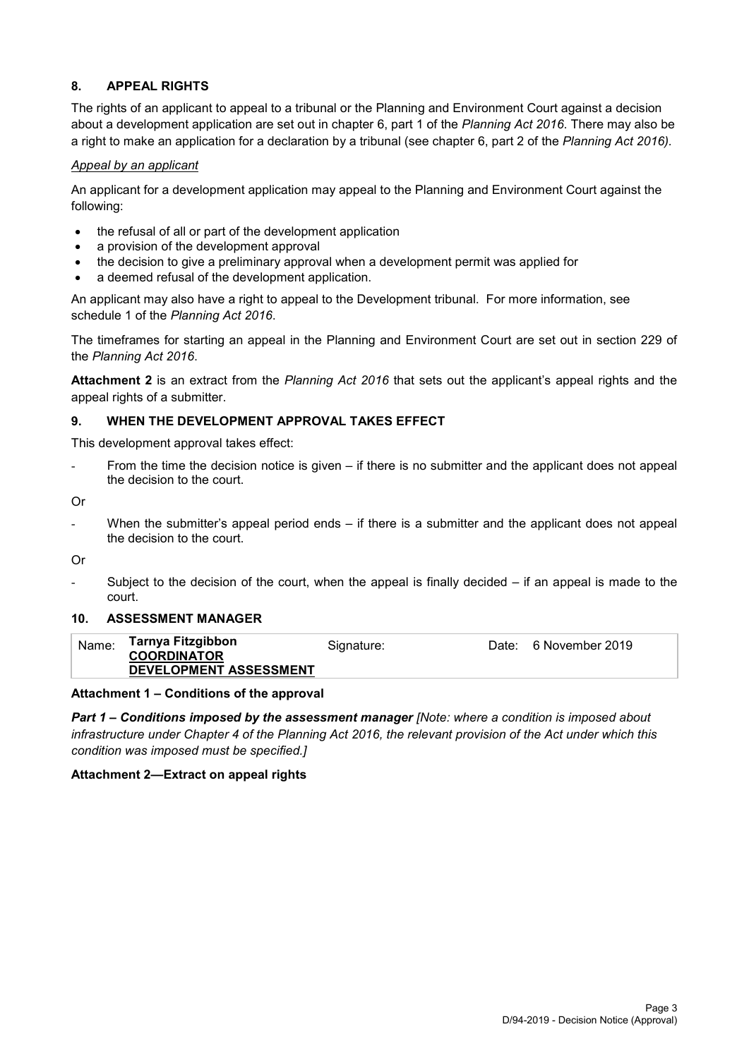## 8. APPEAL RIGHTS

The rights of an applicant to appeal to a tribunal or the Planning and Environment Court against a decision about a development application are set out in chapter 6, part 1 of the *Planning Act 2016*. There may also be a right to make an application for a declaration by a tribunal (see chapter 6, part 2 of the *Planning Act 2016).*

*Appeal by an applicant*

An applicant for a development application may appeal to the Planning and Environment Court against the following:

- the refusal of all or part of the development application
- a provision of the development approval
- the decision to give a preliminary approval when a development permit was applied for
- a deemed refusal of the development application.

An applicant may also have a right to appeal to the Development tribunal. For more information, see schedule 1 of the *Planning Act 2016*.

The timeframes for starting an appeal in the Planning and Environment Court are set out in section 229 of the *Planning Act 2016*.

**Attachment 2** is an extract from the *Planning Act 2016* that sets out the applicant's appeal rights and the appeal rights of a submitter.

## 9. WHEN THE DEVELOPMENT APPROVAL TAKES EFFECT

This development approval takes effect:

- From the time the decision notice is given – if there is no submitter and the applicant does not appeal the decision to the court.

Or

- When the submitter's appeal period ends – if there is a submitter and the applicant does not appeal the decision to the court.

Or

- Subject to the decision of the court, when the appeal is finally decided – if an appeal is made to the court.

## 10. ASSESSMENT MANAGER

| Name: | Tarnya Fitzgibbon<br>COORDINATOR<br>DEVELOPMENT ASSESSMENT | Signature: | | Date: | 6 November 2019 |
|---|---|---|---|---|---|

**Attachment 1 – Conditions of the approval**

***Part 1 – Conditions imposed by the assessment manager*** *[Note: where a condition is imposed about infrastructure under Chapter 4 of the Planning Act 2016, the relevant provision of the Act under which this condition was imposed must be specified.]*

**Attachment 2—Extract on appeal rights**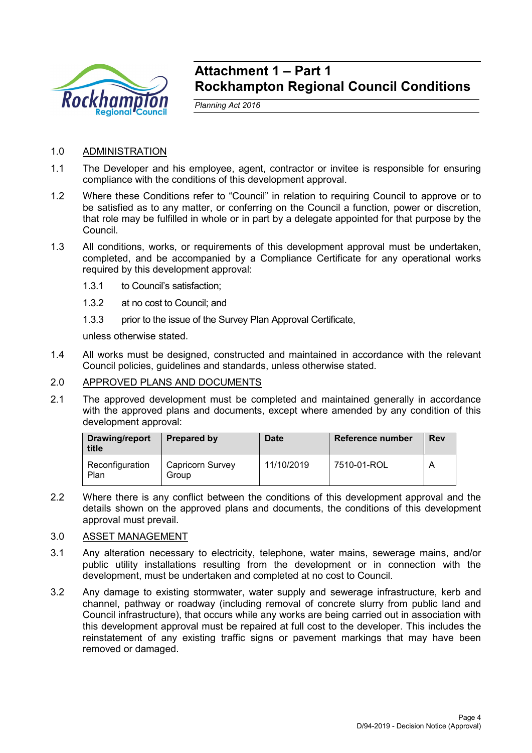# Attachment 1 – Part 1
# Rockhampton Regional Council Conditions

*Planning Act 2016*

1.0 ADMINISTRATION

1.1 The Developer and his employee, agent, contractor or invitee is responsible for ensuring compliance with the conditions of this development approval.

1.2 Where these Conditions refer to "Council" in relation to requiring Council to approve or to be satisfied as to any matter, or conferring on the Council a function, power or discretion, that role may be fulfilled in whole or in part by a delegate appointed for that purpose by the Council.

1.3 All conditions, works, or requirements of this development approval must be undertaken, completed, and be accompanied by a Compliance Certificate for any operational works required by this development approval:

1.3.1 to Council's satisfaction;

1.3.2 at no cost to Council; and

1.3.3 prior to the issue of the Survey Plan Approval Certificate,

unless otherwise stated.

1.4 All works must be designed, constructed and maintained in accordance with the relevant Council policies, guidelines and standards, unless otherwise stated.

2.0 APPROVED PLANS AND DOCUMENTS

2.1 The approved development must be completed and maintained generally in accordance with the approved plans and documents, except where amended by any condition of this development approval:

| Drawing/report title | Prepared by | Date | Reference number | Rev |
|---|---|---|---|---|
| Reconfiguration Plan | Capricorn Survey Group | 11/10/2019 | 7510-01-ROL | A |

2.2 Where there is any conflict between the conditions of this development approval and the details shown on the approved plans and documents, the conditions of this development approval must prevail.

3.0 ASSET MANAGEMENT

3.1 Any alteration necessary to electricity, telephone, water mains, sewerage mains, and/or public utility installations resulting from the development or in connection with the development, must be undertaken and completed at no cost to Council.

3.2 Any damage to existing stormwater, water supply and sewerage infrastructure, kerb and channel, pathway or roadway (including removal of concrete slurry from public land and Council infrastructure), that occurs while any works are being carried out in association with this development approval must be repaired at full cost to the developer. This includes the reinstatement of any existing traffic signs or pavement markings that may have been removed or damaged.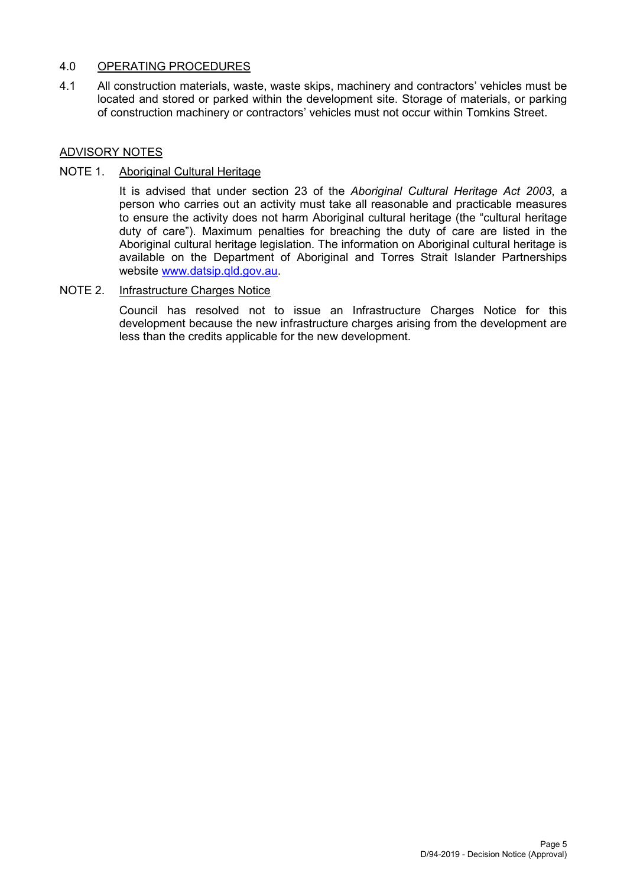## 4.0 OPERATING PROCEDURES

4.1 All construction materials, waste, waste skips, machinery and contractors' vehicles must be located and stored or parked within the development site. Storage of materials, or parking of construction machinery or contractors' vehicles must not occur within Tomkins Street.

## ADVISORY NOTES

NOTE 1. Aboriginal Cultural Heritage

It is advised that under section 23 of the *Aboriginal Cultural Heritage Act 2003*, a person who carries out an activity must take all reasonable and practicable measures to ensure the activity does not harm Aboriginal cultural heritage (the "cultural heritage duty of care"). Maximum penalties for breaching the duty of care are listed in the Aboriginal cultural heritage legislation. The information on Aboriginal cultural heritage is available on the Department of Aboriginal and Torres Strait Islander Partnerships website www.datsip.qld.gov.au.

NOTE 2. Infrastructure Charges Notice

Council has resolved not to issue an Infrastructure Charges Notice for this development because the new infrastructure charges arising from the development are less than the credits applicable for the new development.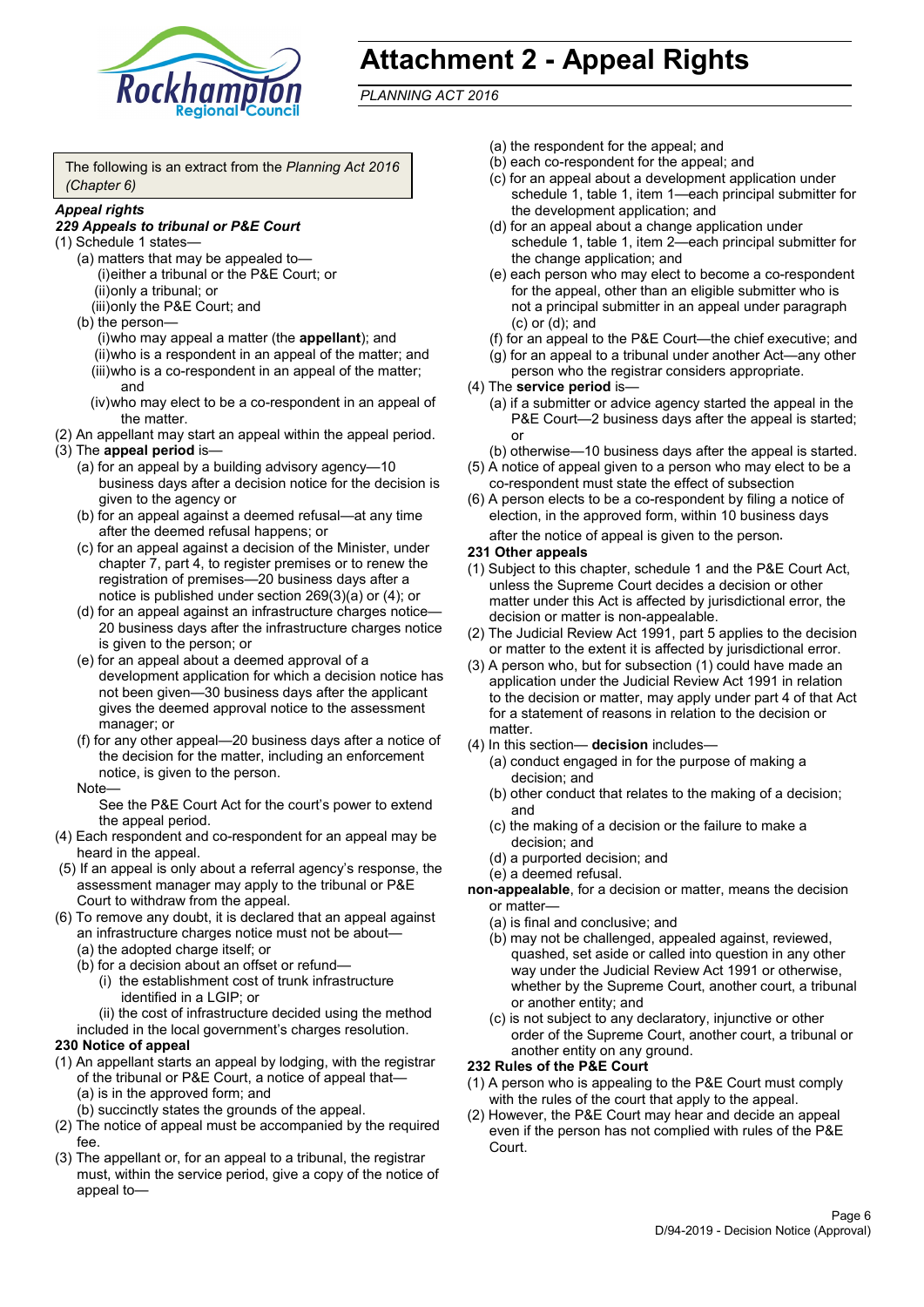# Attachment 2 - Appeal Rights

*PLANNING ACT 2016*

The following is an extract from the *Planning Act 2016 (Chapter 6)*

***Appeal rights***

***229 Appeals to tribunal or P&E Court***

(1) Schedule 1 states—

- (a) matters that may be appealed to—
  - (i) either a tribunal or the P&E Court; or
  - (ii) only a tribunal; or
  - (iii) only the P&E Court; and
- (b) the person—
  - (i) who may appeal a matter (the **appellant**); and
  - (ii) who is a respondent in an appeal of the matter; and
  - (iii) who is a co-respondent in an appeal of the matter; and
  - (iv) who may elect to be a co-respondent in an appeal of the matter.

(2) An appellant may start an appeal within the appeal period.

(3) The **appeal period** is—

- (a) for an appeal by a building advisory agency—10 business days after a decision notice for the decision is given to the agency or
- (b) for an appeal against a deemed refusal—at any time after the deemed refusal happens; or
- (c) for an appeal against a decision of the Minister, under chapter 7, part 4, to register premises or to renew the registration of premises—20 business days after a notice is published under section 269(3)(a) or (4); or
- (d) for an appeal against an infrastructure charges notice—20 business days after the infrastructure charges notice is given to the person; or
- (e) for an appeal about a deemed approval of a development application for which a decision notice has not been given—30 business days after the applicant gives the deemed approval notice to the assessment manager; or
- (f) for any other appeal—20 business days after a notice of the decision for the matter, including an enforcement notice, is given to the person.

Note—

See the P&E Court Act for the court's power to extend the appeal period.

(4) Each respondent and co-respondent for an appeal may be heard in the appeal.

(5) If an appeal is only about a referral agency's response, the assessment manager may apply to the tribunal or P&E Court to withdraw from the appeal.

(6) To remove any doubt, it is declared that an appeal against an infrastructure charges notice must not be about—

- (a) the adopted charge itself; or
- (b) for a decision about an offset or refund—
  - (i) the establishment cost of trunk infrastructure identified in a LGIP; or
  - (ii) the cost of infrastructure decided using the method included in the local government's charges resolution.

**230 Notice of appeal**

(1) An appellant starts an appeal by lodging, with the registrar of the tribunal or P&E Court, a notice of appeal that—

- (a) is in the approved form; and
- (b) succinctly states the grounds of the appeal.

(2) The notice of appeal must be accompanied by the required fee.

(3) The appellant or, for an appeal to a tribunal, the registrar must, within the service period, give a copy of the notice of appeal to—

- (a) the respondent for the appeal; and
- (b) each co-respondent for the appeal; and
- (c) for an appeal about a development application under schedule 1, table 1, item 1—each principal submitter for the development application; and
- (d) for an appeal about a change application under schedule 1, table 1, item 2—each principal submitter for the change application; and
- (e) each person who may elect to become a co-respondent for the appeal, other than an eligible submitter who is not a principal submitter in an appeal under paragraph (c) or (d); and
- (f) for an appeal to the P&E Court—the chief executive; and
- (g) for an appeal to a tribunal under another Act—any other person who the registrar considers appropriate.

(4) The **service period** is—

- (a) if a submitter or advice agency started the appeal in the P&E Court—2 business days after the appeal is started; or
- (b) otherwise—10 business days after the appeal is started.

(5) A notice of appeal given to a person who may elect to be a co-respondent must state the effect of subsection

(6) A person elects to be a co-respondent by filing a notice of election, in the approved form, within 10 business days after the notice of appeal is given to the person.

**231 Other appeals**

(1) Subject to this chapter, schedule 1 and the P&E Court Act, unless the Supreme Court decides a decision or other matter under this Act is affected by jurisdictional error, the decision or matter is non-appealable.

(2) The Judicial Review Act 1991, part 5 applies to the decision or matter to the extent it is affected by jurisdictional error.

(3) A person who, but for subsection (1) could have made an application under the Judicial Review Act 1991 in relation to the decision or matter, may apply under part 4 of that Act for a statement of reasons in relation to the decision or matter.

(4) In this section— **decision** includes—

- (a) conduct engaged in for the purpose of making a decision; and
- (b) other conduct that relates to the making of a decision; and
- (c) the making of a decision or the failure to make a decision; and
- (d) a purported decision; and
- (e) a deemed refusal.

**non-appealable**, for a decision or matter, means the decision or matter—

- (a) is final and conclusive; and
- (b) may not be challenged, appealed against, reviewed, quashed, set aside or called into question in any other way under the Judicial Review Act 1991 or otherwise, whether by the Supreme Court, another court, a tribunal or another entity; and
- (c) is not subject to any declaratory, injunctive or other order of the Supreme Court, another court, a tribunal or another entity on any ground.

**232 Rules of the P&E Court**

(1) A person who is appealing to the P&E Court must comply with the rules of the court that apply to the appeal.

(2) However, the P&E Court may hear and decide an appeal even if the person has not complied with rules of the P&E Court.

D/94-2019 - Decision Notice (Approval)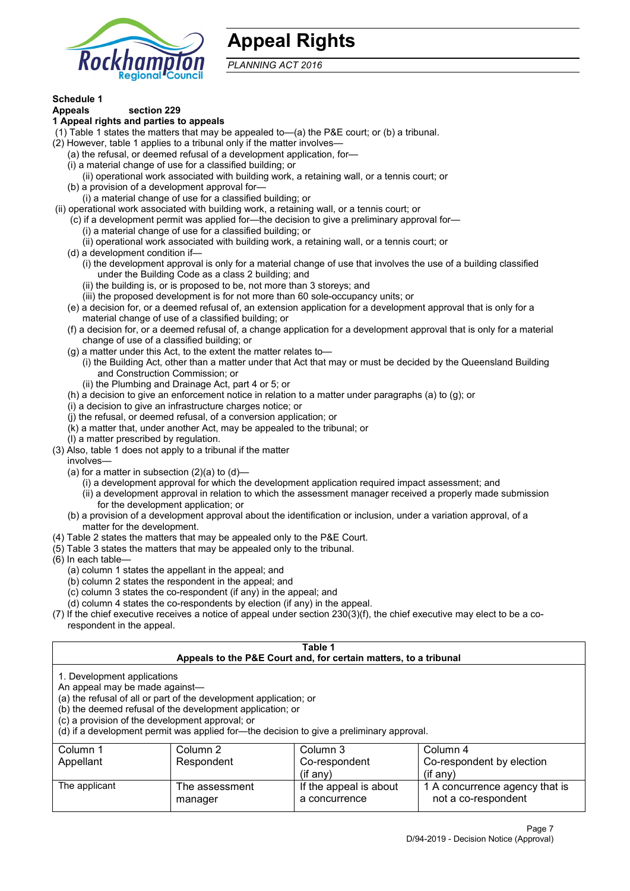# Appeal Rights

*PLANNING ACT 2016*

**Schedule 1**
**Appeals section 229**
**1 Appeal rights and parties to appeals**

(1) Table 1 states the matters that may be appealed to—(a) the P&E court; or (b) a tribunal.
(2) However, table 1 applies to a tribunal only if the matter involves—
- (a) the refusal, or deemed refusal of a development application, for—
  - (i) a material change of use for a classified building; or
  - (ii) operational work associated with building work, a retaining wall, or a tennis court; or
- (b) a provision of a development approval for—
  - (i) a material change of use for a classified building; or
  - (ii) operational work associated with building work, a retaining wall, or a tennis court; or
- (c) if a development permit was applied for—the decision to give a preliminary approval for—
  - (i) a material change of use for a classified building; or
  - (ii) operational work associated with building work, a retaining wall, or a tennis court; or
- (d) a development condition if—
  - (i) the development approval is only for a material change of use that involves the use of a building classified under the Building Code as a class 2 building; and
  - (ii) the building is, or is proposed to be, not more than 3 storeys; and
  - (iii) the proposed development is for not more than 60 sole-occupancy units; or
- (e) a decision for, or a deemed refusal of, an extension application for a development approval that is only for a material change of use of a classified building; or
- (f) a decision for, or a deemed refusal of, a change application for a development approval that is only for a material change of use of a classified building; or
- (g) a matter under this Act, to the extent the matter relates to—
  - (i) the Building Act, other than a matter under that Act that may or must be decided by the Queensland Building and Construction Commission; or
  - (ii) the Plumbing and Drainage Act, part 4 or 5; or
- (h) a decision to give an enforcement notice in relation to a matter under paragraphs (a) to (g); or
- (i) a decision to give an infrastructure charges notice; or
- (j) the refusal, or deemed refusal, of a conversion application; or
- (k) a matter that, under another Act, may be appealed to the tribunal; or
- (l) a matter prescribed by regulation.

(3) Also, table 1 does not apply to a tribunal if the matter involves—
- (a) for a matter in subsection (2)(a) to (d)—
  - (i) a development approval for which the development application required impact assessment; and
  - (ii) a development approval in relation to which the assessment manager received a properly made submission for the development application; or
- (b) a provision of a development approval about the identification or inclusion, under a variation approval, of a matter for the development.

(4) Table 2 states the matters that may be appealed only to the P&E Court.
(5) Table 3 states the matters that may be appealed only to the tribunal.
(6) In each table—
- (a) column 1 states the appellant in the appeal; and
- (b) column 2 states the respondent in the appeal; and
- (c) column 3 states the co-respondent (if any) in the appeal; and
- (d) column 4 states the co-respondents by election (if any) in the appeal.

(7) If the chief executive receives a notice of appeal under section 230(3)(f), the chief executive may elect to be a co-respondent in the appeal.

**Table 1**
**Appeals to the P&E Court and, for certain matters, to a tribunal**

1. Development applications
An appeal may be made against—
(a) the refusal of all or part of the development application; or
(b) the deemed refusal of the development application; or
(c) a provision of the development approval; or
(d) if a development permit was applied for—the decision to give a preliminary approval.

| Column 1<br>Appellant | Column 2<br>Respondent | Column 3<br>Co-respondent<br>(if any) | Column 4<br>Co-respondent by election<br>(if any) |
|---|---|---|---|
| The applicant | The assessment manager | If the appeal is about a concurrence | 1 A concurrence agency that is not a co-respondent |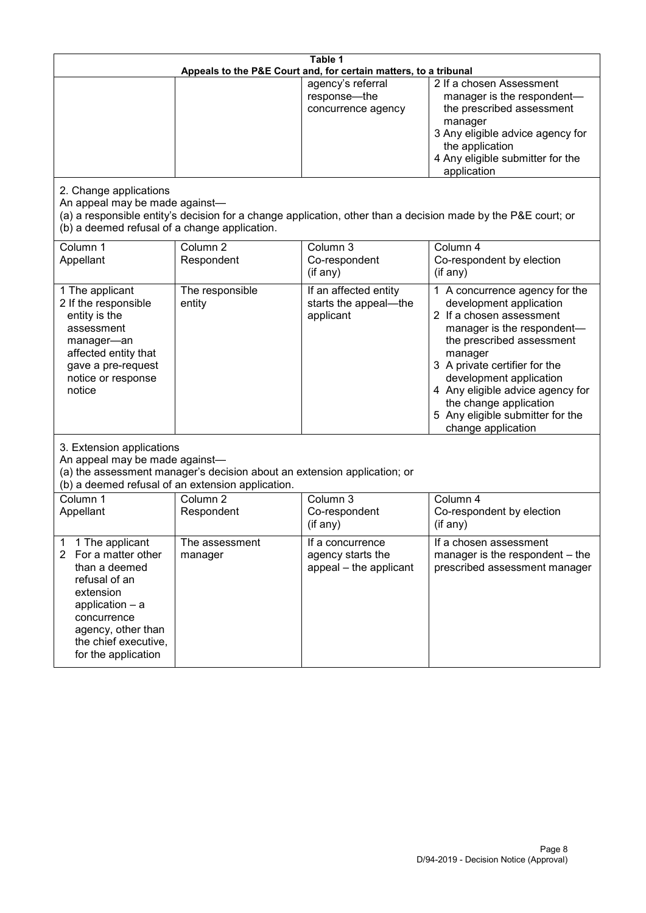| Table 1 | | | |
|---|---|---|---|
| **Appeals to the P&E Court and, for certain matters, to a tribunal** | | | |
| | | agency's referral response—the concurrence agency | 2 If a chosen Assessment manager is the respondent—the prescribed assessment manager<br>3 Any eligible advice agency for the application<br>4 Any eligible submitter for the application |
| 2. Change applications<br>An appeal may be made against—<br>(a) a responsible entity's decision for a change application, other than a decision made by the P&E court; or<br>(b) a deemed refusal of a change application. | | | |
| Column 1<br>Appellant | Column 2<br>Respondent | Column 3<br>Co-respondent<br>(if any) | Column 4<br>Co-respondent by election<br>(if any) |
| 1 The applicant<br>2 If the responsible entity is the assessment manager—an affected entity that gave a pre-request notice or response notice | The responsible entity | If an affected entity starts the appeal—the applicant | 1 A concurrence agency for the development application<br>2 If a chosen assessment manager is the respondent—the prescribed assessment manager<br>3 A private certifier for the development application<br>4 Any eligible advice agency for the change application<br>5 Any eligible submitter for the change application |
| 3. Extension applications<br>An appeal may be made against—<br>(a) the assessment manager's decision about an extension application; or<br>(b) a deemed refusal of an extension application. | | | |
| Column 1<br>Appellant | Column 2<br>Respondent | Column 3<br>Co-respondent<br>(if any) | Column 4<br>Co-respondent by election<br>(if any) |
| 1 1 The applicant<br>2 For a matter other than a deemed refusal of an extension application – a concurrence agency, other than the chief executive, for the application | The assessment manager | If a concurrence agency starts the appeal – the applicant | If a chosen assessment manager is the respondent – the prescribed assessment manager |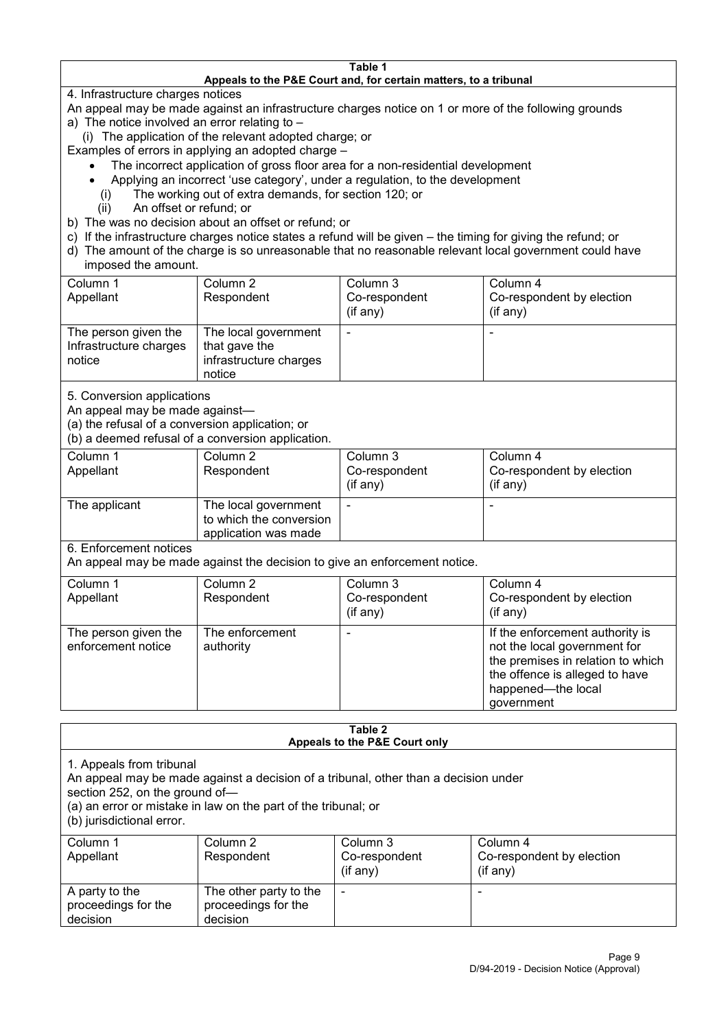**Table 1**
**Appeals to the P&E Court and, for certain matters, to a tribunal**

4. Infrastructure charges notices

An appeal may be made against an infrastructure charges notice on 1 or more of the following grounds

a) The notice involved an error relating to –
   (i) The application of the relevant adopted charge; or

Examples of errors in applying an adopted charge –

- The incorrect application of gross floor area for a non-residential development
- Applying an incorrect 'use category', under a regulation, to the development
   (i) The working out of extra demands, for section 120; or
   (ii) An offset or refund; or

b) The was no decision about an offset or refund; or

c) If the infrastructure charges notice states a refund will be given – the timing for giving the refund; or

d) The amount of the charge is so unreasonable that no reasonable relevant local government could have imposed the amount.

| Column 1<br>Appellant | Column 2<br>Respondent | Column 3<br>Co-respondent<br>(if any) | Column 4<br>Co-respondent by election<br>(if any) |
|---|---|---|---|
| The person given the Infrastructure charges notice | The local government that gave the infrastructure charges notice | - | - |

5. Conversion applications

An appeal may be made against—
(a) the refusal of a conversion application; or
(b) a deemed refusal of a conversion application.

| Column 1<br>Appellant | Column 2<br>Respondent | Column 3<br>Co-respondent<br>(if any) | Column 4<br>Co-respondent by election<br>(if any) |
|---|---|---|---|
| The applicant | The local government to which the conversion application was made | - | - |

6. Enforcement notices

An appeal may be made against the decision to give an enforcement notice.

| Column 1<br>Appellant | Column 2<br>Respondent | Column 3<br>Co-respondent<br>(if any) | Column 4<br>Co-respondent by election<br>(if any) |
|---|---|---|---|
| The person given the enforcement notice | The enforcement authority | - | If the enforcement authority is not the local government for the premises in relation to which the offence is alleged to have happened—the local government |

**Table 2**
**Appeals to the P&E Court only**

1. Appeals from tribunal

An appeal may be made against a decision of a tribunal, other than a decision under section 252, on the ground of—
(a) an error or mistake in law on the part of the tribunal; or
(b) jurisdictional error.

| Column 1<br>Appellant | Column 2<br>Respondent | Column 3<br>Co-respondent<br>(if any) | Column 4<br>Co-respondent by election<br>(if any) |
|---|---|---|---|
| A party to the proceedings for the decision | The other party to the proceedings for the decision | - | - |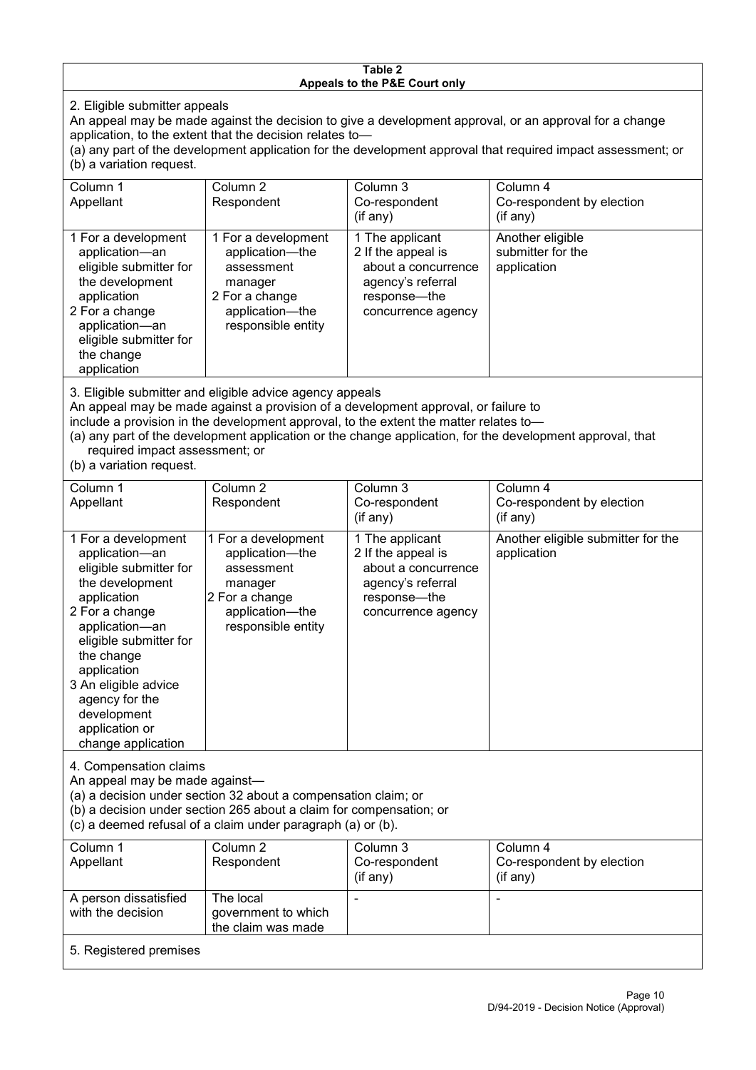**Table 2**
**Appeals to the P&E Court only**

2. Eligible submitter appeals

An appeal may be made against the decision to give a development approval, or an approval for a change application, to the extent that the decision relates to—

(a) any part of the development application for the development approval that required impact assessment; or

(b) a variation request.

| Column 1<br>Appellant | Column 2<br>Respondent | Column 3<br>Co-respondent<br>(if any) | Column 4<br>Co-respondent by election<br>(if any) |
|---|---|---|---|
| 1 For a development application—an eligible submitter for the development application<br>2 For a change application—an eligible submitter for the change application | 1 For a development application—the assessment manager<br>2 For a change application—the responsible entity | 1 The applicant<br>2 If the appeal is about a concurrence agency's referral response—the concurrence agency | Another eligible submitter for the application |

3. Eligible submitter and eligible advice agency appeals

An appeal may be made against a provision of a development approval, or failure to include a provision in the development approval, to the extent the matter relates to—

(a) any part of the development application or the change application, for the development approval, that required impact assessment; or

(b) a variation request.

| Column 1<br>Appellant | Column 2<br>Respondent | Column 3<br>Co-respondent<br>(if any) | Column 4<br>Co-respondent by election<br>(if any) |
|---|---|---|---|
| 1 For a development application—an eligible submitter for the development application<br>2 For a change application—an eligible submitter for the change application<br>3 An eligible advice agency for the development application or change application | 1 For a development application—the assessment manager<br>2 For a change application—the responsible entity | 1 The applicant<br>2 If the appeal is about a concurrence agency's referral response—the concurrence agency | Another eligible submitter for the application |

4. Compensation claims

An appeal may be made against—

(a) a decision under section 32 about a compensation claim; or

(b) a decision under section 265 about a claim for compensation; or

(c) a deemed refusal of a claim under paragraph (a) or (b).

| Column 1<br>Appellant | Column 2<br>Respondent | Column 3<br>Co-respondent<br>(if any) | Column 4<br>Co-respondent by election<br>(if any) |
|---|---|---|---|
| A person dissatisfied with the decision | The local government to which the claim was made | - | - |

5. Registered premises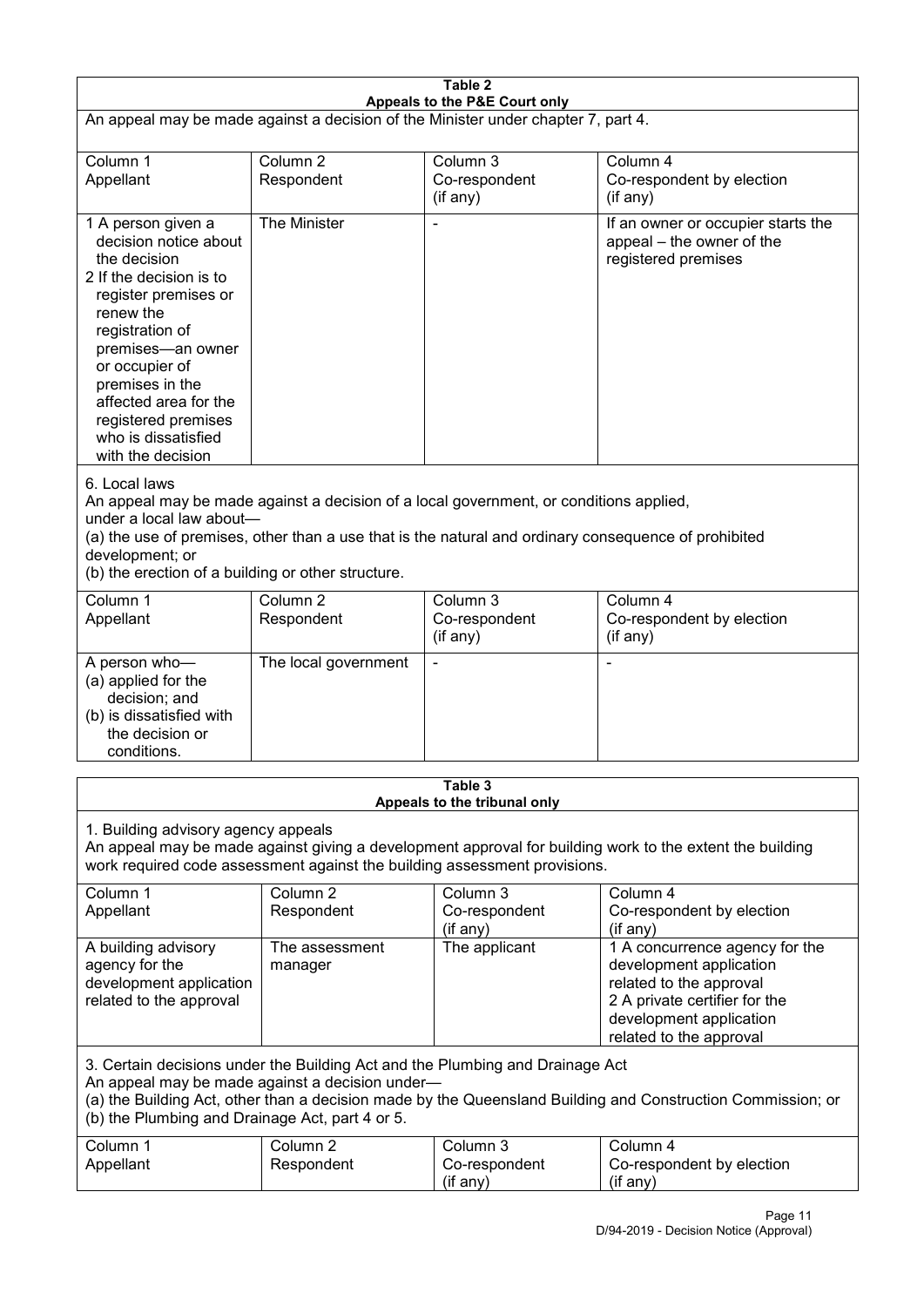**Table 2**
**Appeals to the P&E Court only**

An appeal may be made against a decision of the Minister under chapter 7, part 4.

| Column 1<br>Appellant | Column 2<br>Respondent | Column 3<br>Co-respondent<br>(if any) | Column 4<br>Co-respondent by election<br>(if any) |
|---|---|---|---|
| 1 A person given a decision notice about the decision<br>2 If the decision is to register premises or renew the registration of premises—an owner or occupier of premises in the affected area for the registered premises who is dissatisfied with the decision | The Minister | - | If an owner or occupier starts the appeal – the owner of the registered premises |

6. Local laws

An appeal may be made against a decision of a local government, or conditions applied, under a local law about—

(a) the use of premises, other than a use that is the natural and ordinary consequence of prohibited development; or

(b) the erection of a building or other structure.

| Column 1<br>Appellant | Column 2<br>Respondent | Column 3<br>Co-respondent<br>(if any) | Column 4<br>Co-respondent by election<br>(if any) |
|---|---|---|---|
| A person who—<br>(a) applied for the decision; and<br>(b) is dissatisfied with the decision or conditions. | The local government | - | - |

**Table 3**
**Appeals to the tribunal only**

1. Building advisory agency appeals

An appeal may be made against giving a development approval for building work to the extent the building work required code assessment against the building assessment provisions.

| Column 1<br>Appellant | Column 2<br>Respondent | Column 3<br>Co-respondent<br>(if any) | Column 4<br>Co-respondent by election<br>(if any) |
|---|---|---|---|
| A building advisory agency for the development application related to the approval | The assessment manager | The applicant | 1 A concurrence agency for the development application related to the approval<br>2 A private certifier for the development application related to the approval |

3. Certain decisions under the Building Act and the Plumbing and Drainage Act

An appeal may be made against a decision under—

(a) the Building Act, other than a decision made by the Queensland Building and Construction Commission; or

(b) the Plumbing and Drainage Act, part 4 or 5.

| Column 1<br>Appellant | Column 2<br>Respondent | Column 3<br>Co-respondent<br>(if any) | Column 4<br>Co-respondent by election<br>(if any) |
|---|---|---|---|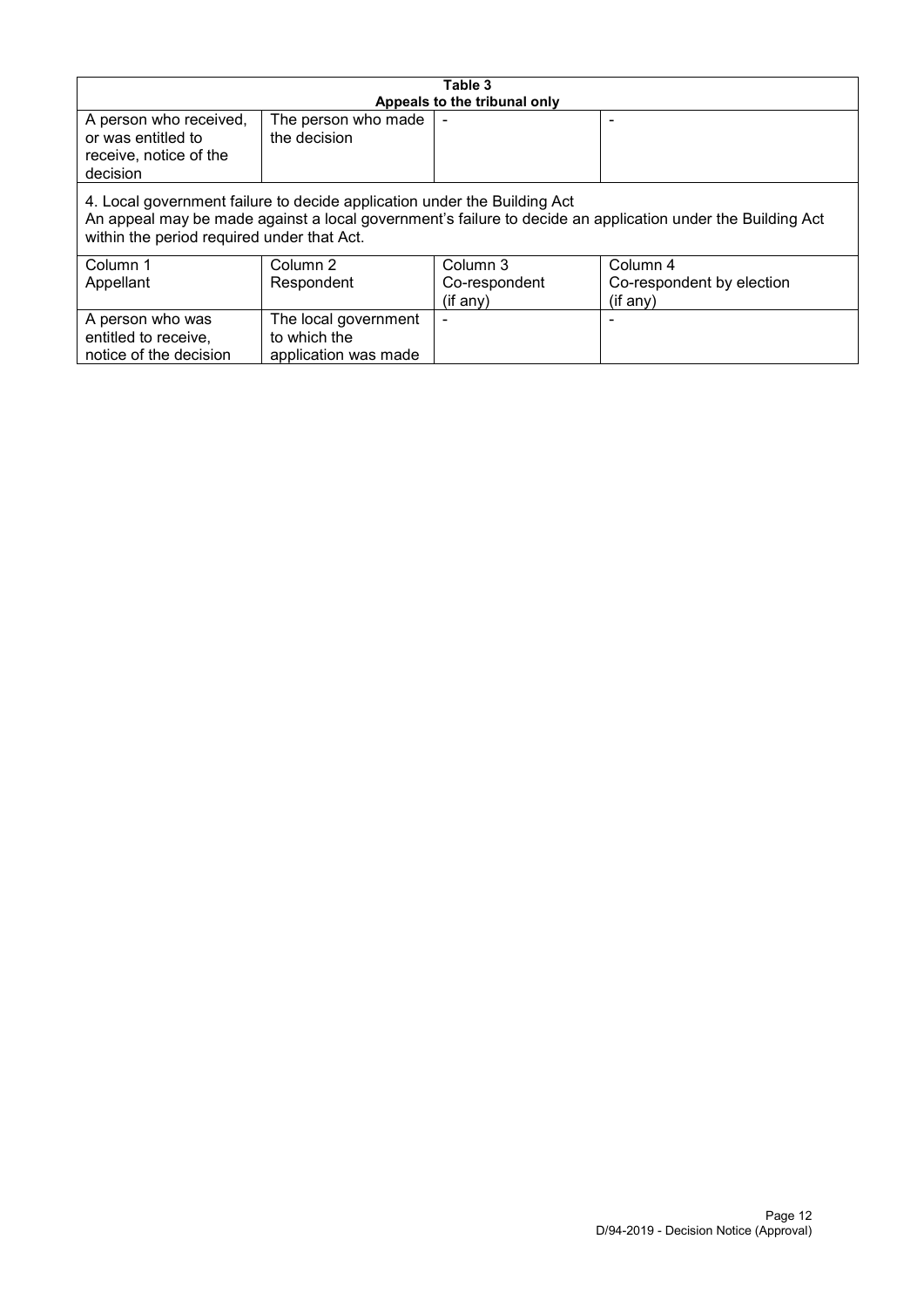| Table 3<br>Appeals to the tribunal only | | | |
|---|---|---|---|
| A person who received, or was entitled to receive, notice of the decision | The person who made the decision | - | - |
| 4. Local government failure to decide application under the Building Act<br>An appeal may be made against a local government's failure to decide an application under the Building Act within the period required under that Act. | | | |
| Column 1<br>Appellant | Column 2<br>Respondent | Column 3<br>Co-respondent (if any) | Column 4<br>Co-respondent by election (if any) |
| A person who was entitled to receive, notice of the decision | The local government to which the application was made | - | - |